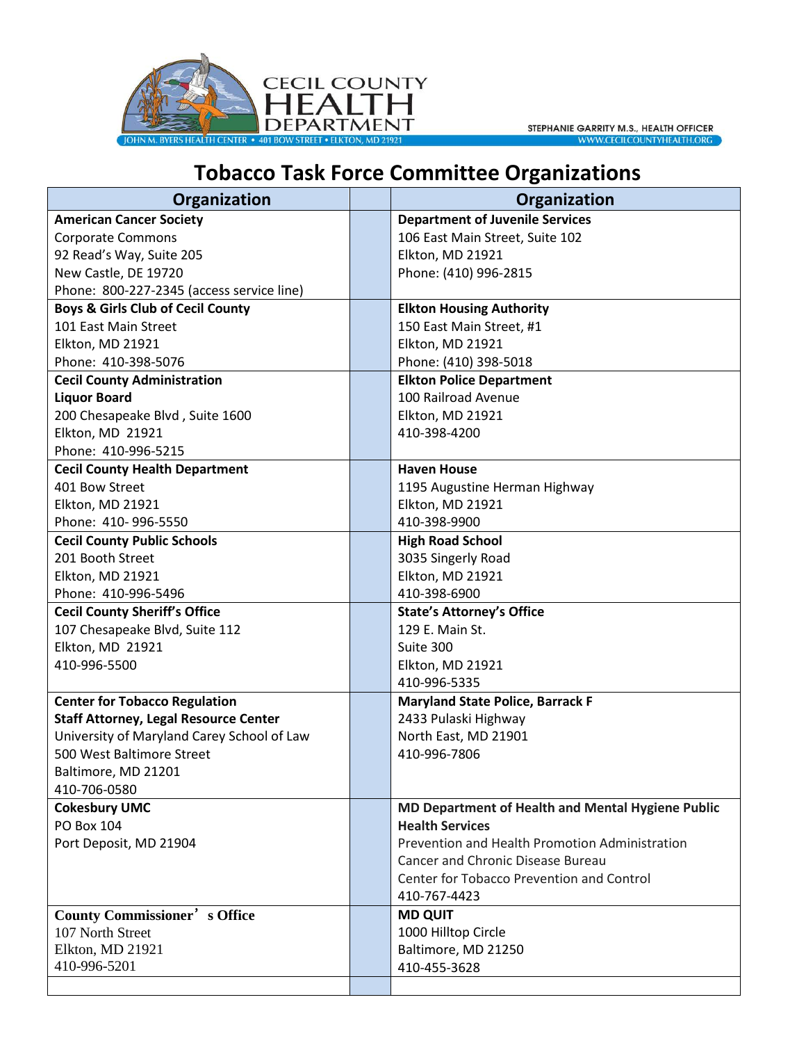CECIL COUNTY HEALTH DEPARTMENT

JOHN M. BYERS HEALTH CENTER • 401 BOW STREET • ELKTON, MD 21921

STEPHANIE GARRITY M.S., HEALTH OFFICER

WWW.CECILCOUNTYHEALTH.ORG

# Tobacco Task Force Committee Organizations

| Organization | | Organization |
|---|---|---|
| **American Cancer Society**<br>Corporate Commons<br>92 Read's Way, Suite 205<br>New Castle, DE 19720<br>Phone: 800-227-2345 (access service line) | | **Department of Juvenile Services**<br>106 East Main Street, Suite 102<br>Elkton, MD 21921<br>Phone: (410) 996-2815 |
| **Boys & Girls Club of Cecil County**<br>101 East Main Street<br>Elkton, MD 21921<br>Phone: 410-398-5076 | | **Elkton Housing Authority**<br>150 East Main Street, #1<br>Elkton, MD 21921<br>Phone: (410) 398-5018 |
| **Cecil County Administration**<br>**Liquor Board**<br>200 Chesapeake Blvd , Suite 1600<br>Elkton, MD 21921<br>Phone: 410-996-5215 | | **Elkton Police Department**<br>100 Railroad Avenue<br>Elkton, MD 21921<br>410-398-4200 |
| **Cecil County Health Department**<br>401 Bow Street<br>Elkton, MD 21921<br>Phone: 410- 996-5550 | | **Haven House**<br>1195 Augustine Herman Highway<br>Elkton, MD 21921<br>410-398-9900 |
| **Cecil County Public Schools**<br>201 Booth Street<br>Elkton, MD 21921<br>Phone: 410-996-5496 | | **High Road School**<br>3035 Singerly Road<br>Elkton, MD 21921<br>410-398-6900 |
| **Cecil County Sheriff's Office**<br>107 Chesapeake Blvd, Suite 112<br>Elkton, MD 21921<br>410-996-5500 | | **State's Attorney's Office**<br>129 E. Main St.<br>Suite 300<br>Elkton, MD 21921<br>410-996-5335 |
| **Center for Tobacco Regulation**<br>**Staff Attorney, Legal Resource Center**<br>University of Maryland Carey School of Law<br>500 West Baltimore Street<br>Baltimore, MD 21201<br>410-706-0580 | | **Maryland State Police, Barrack F**<br>2433 Pulaski Highway<br>North East, MD 21901<br>410-996-7806 |
| **Cokesbury UMC**<br>PO Box 104<br>Port Deposit, MD 21904 | | **MD Department of Health and Mental Hygiene Public Health Services**<br>Prevention and Health Promotion Administration<br>Cancer and Chronic Disease Bureau<br>Center for Tobacco Prevention and Control<br>410-767-4423 |
| **County Commissioner's Office**<br>107 North Street<br>Elkton, MD 21921<br>410-996-5201 | | **MD QUIT**<br>1000 Hilltop Circle<br>Baltimore, MD 21250<br>410-455-3628 |
| | | |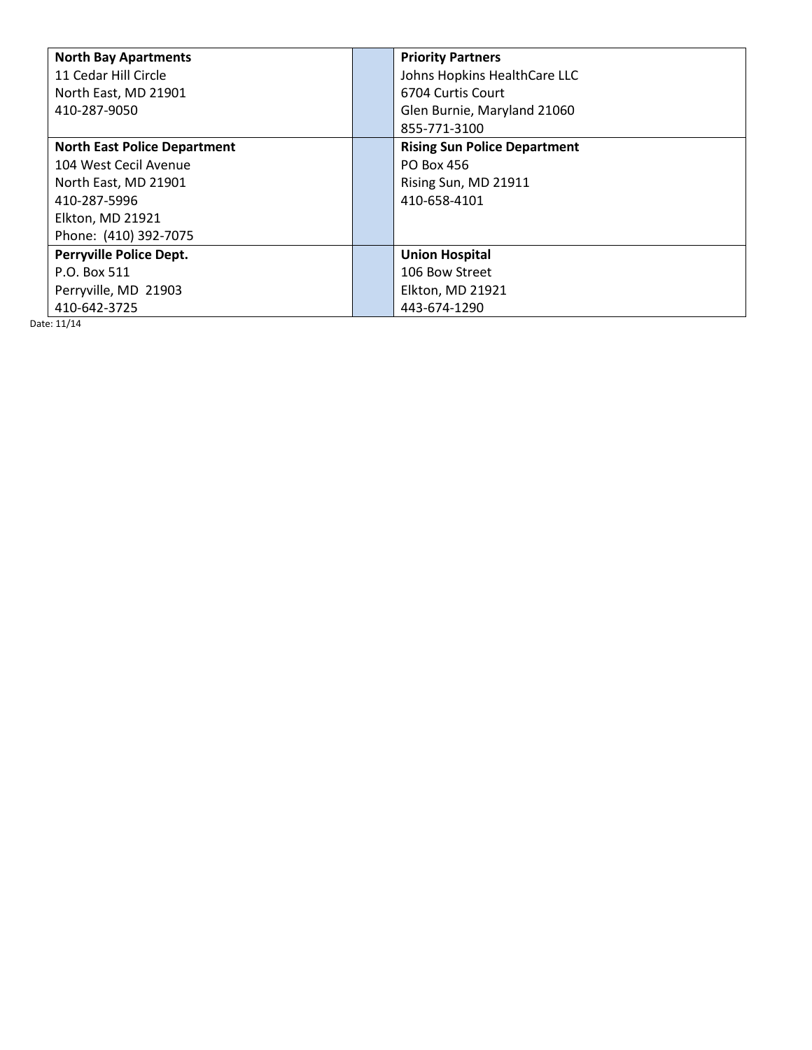| | | |
|---|---|---|
| **North Bay Apartments**<br>11 Cedar Hill Circle<br>North East, MD 21901<br>410-287-9050 | | **Priority Partners**<br>Johns Hopkins HealthCare LLC<br>6704 Curtis Court<br>Glen Burnie, Maryland 21060<br>855-771-3100 |
| **North East Police Department**<br>104 West Cecil Avenue<br>North East, MD 21901<br>410-287-5996<br>Elkton, MD 21921<br>Phone: (410) 392-7075 | | **Rising Sun Police Department**<br>PO Box 456<br>Rising Sun, MD 21911<br>410-658-4101 |
| **Perryville Police Dept.**<br>P.O. Box 511<br>Perryville, MD 21903<br>410-642-3725 | | **Union Hospital**<br>106 Bow Street<br>Elkton, MD 21921<br>443-674-1290 |

Date: 11/14